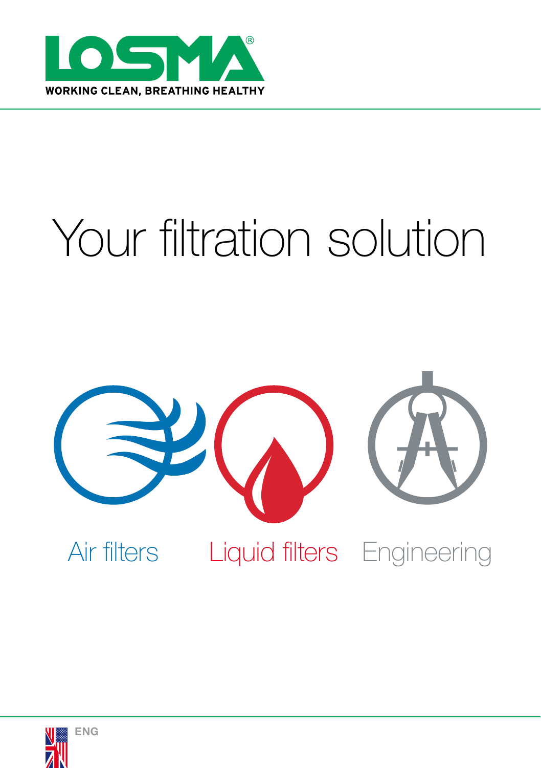LOSMA®

WORKING CLEAN, BREATHING HEALTHY

# Your filtration solution

Air filters

Liquid filters

Engineering

ENG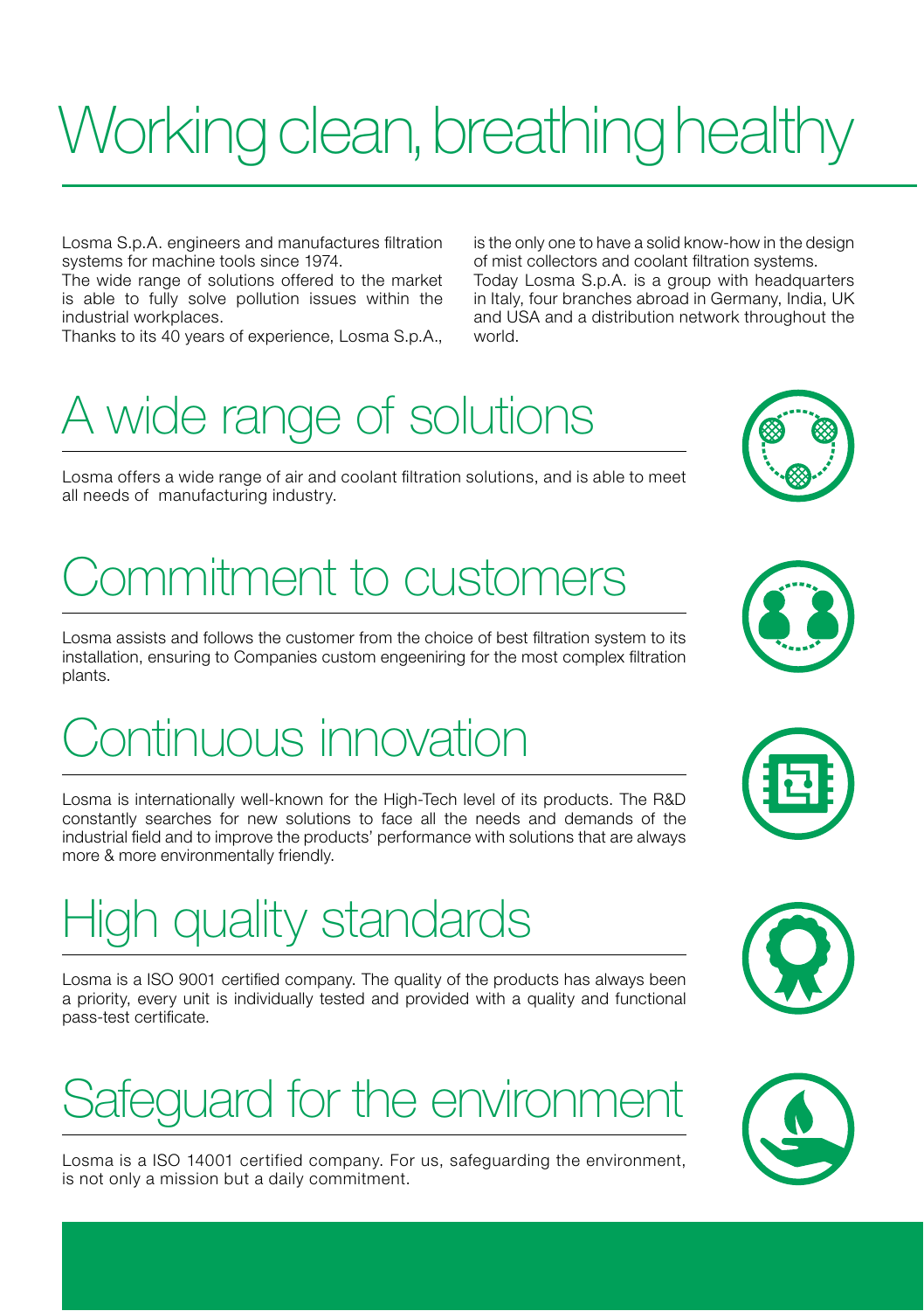# Working clean, breathing healthy

Losma S.p.A. engineers and manufactures filtration systems for machine tools since 1974.
The wide range of solutions offered to the market is able to fully solve pollution issues within the industrial workplaces.
Thanks to its 40 years of experience, Losma S.p.A., is the only one to have a solid know-how in the design of mist collectors and coolant filtration systems.
Today Losma S.p.A. is a group with headquarters in Italy, four branches abroad in Germany, India, UK and USA and a distribution network throughout the world.

## A wide range of solutions

Losma offers a wide range of air and coolant filtration solutions, and is able to meet all needs of manufacturing industry.

## Commitment to customers

Losma assists and follows the customer from the choice of best filtration system to its installation, ensuring to Companies custom engeeniring for the most complex filtration plants.

## Continuous innovation

Losma is internationally well-known for the High-Tech level of its products. The R&D constantly searches for new solutions to face all the needs and demands of the industrial field and to improve the products' performance with solutions that are always more & more environmentally friendly.

## High quality standards

Losma is a ISO 9001 certified company. The quality of the products has always been a priority, every unit is individually tested and provided with a quality and functional pass-test certificate.

## Safeguard for the environment

Losma is a ISO 14001 certified company. For us, safeguarding the environment, is not only a mission but a daily commitment.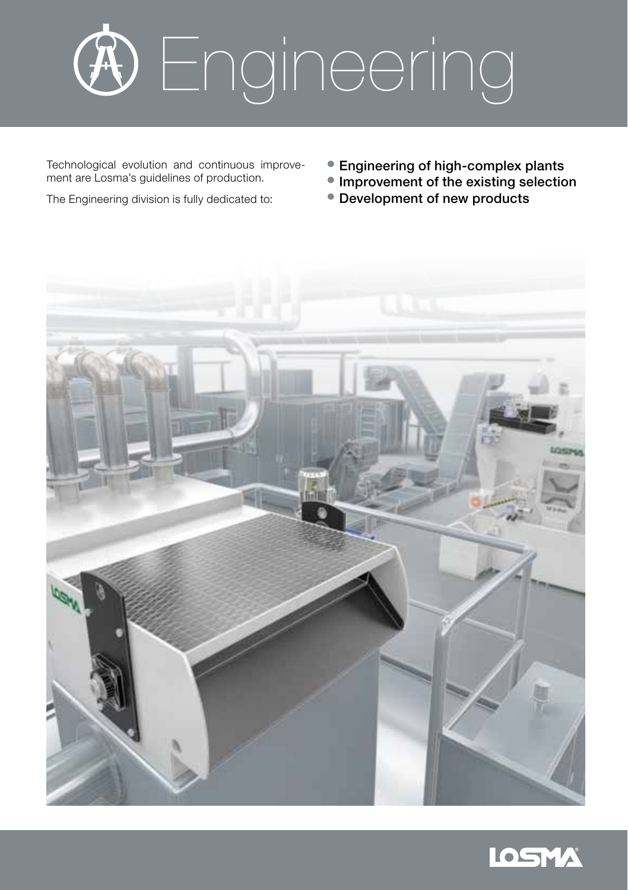# Engineering

Technological evolution and continuous improvement are Losma's guidelines of production.

The Engineering division is fully dedicated to:

- **Engineering of high-complex plants**
- **Improvement of the existing selection**
- **Development of new products**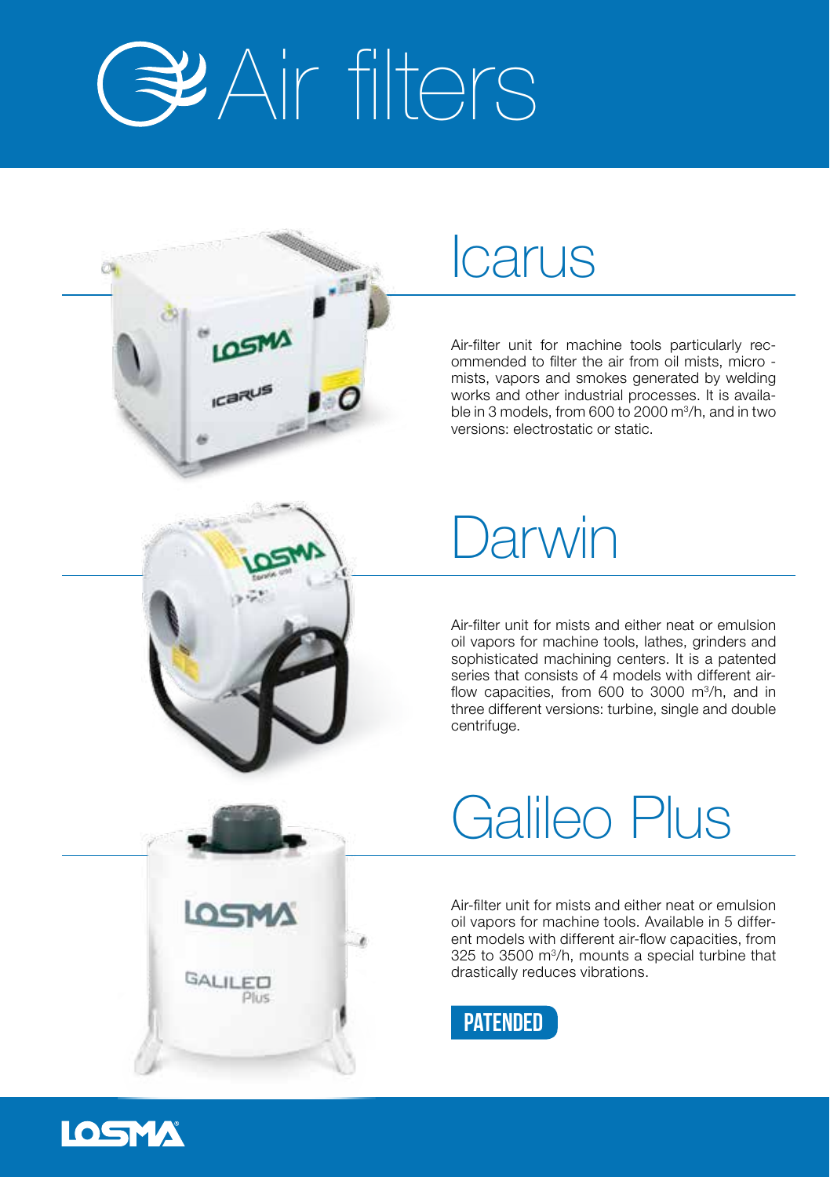# Air filters

## Icarus

Air-filter unit for machine tools particularly recommended to filter the air from oil mists, micro - mists, vapors and smokes generated by welding works and other industrial processes. It is available in 3 models, from 600 to 2000 m$^3$/h, and in two versions: electrostatic or static.

## Darwin

Air-filter unit for mists and either neat or emulsion oil vapors for machine tools, lathes, grinders and sophisticated machining centers. It is a patented series that consists of 4 models with different air-flow capacities, from 600 to 3000 m$^3$/h, and in three different versions: turbine, single and double centrifuge.

## Galileo Plus

Air-filter unit for mists and either neat or emulsion oil vapors for machine tools. Available in 5 different models with different air-flow capacities, from 325 to 3500 m$^3$/h, mounts a special turbine that drastically reduces vibrations.

**PATENDED**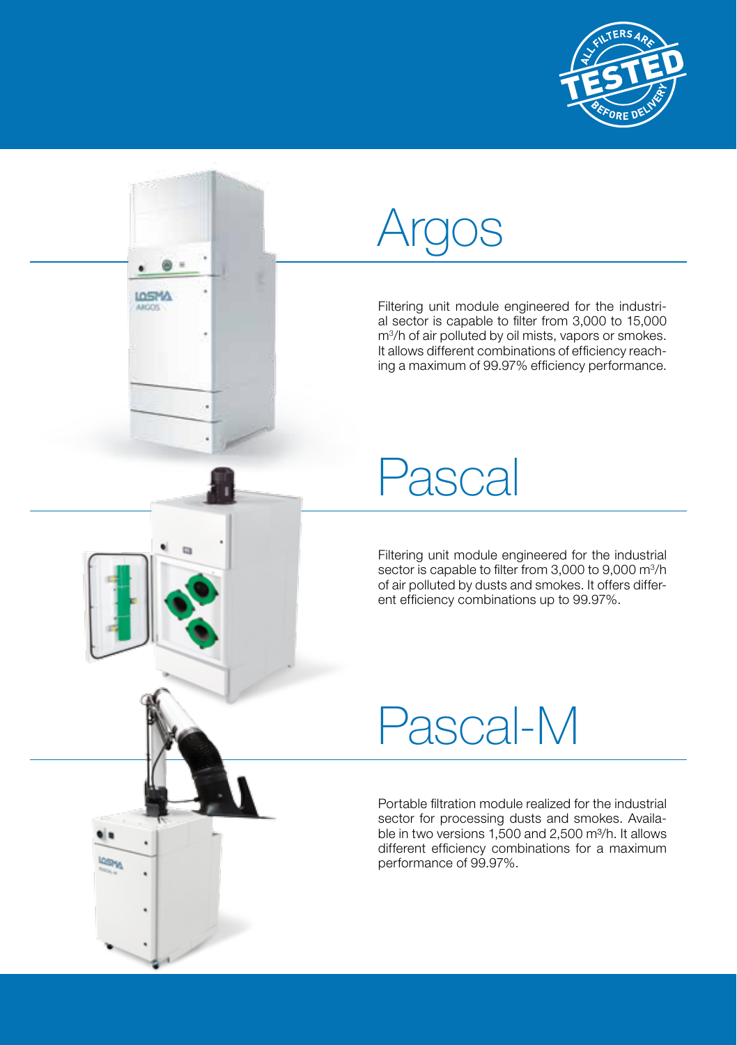# Argos

Filtering unit module engineered for the industrial sector is capable to filter from 3,000 to 15,000 $m^3$/h of air polluted by oil mists, vapors or smokes. It allows different combinations of efficiency reaching a maximum of 99.97% efficiency performance.

# Pascal

Filtering unit module engineered for the industrial sector is capable to filter from 3,000 to 9,000 $m^3$/h of air polluted by dusts and smokes. It offers different efficiency combinations up to 99.97%.

# Pascal-M

Portable filtration module realized for the industrial sector for processing dusts and smokes. Available in two versions 1,500 and 2,500 $m^3$/h. It allows different efficiency combinations for a maximum performance of 99.97%.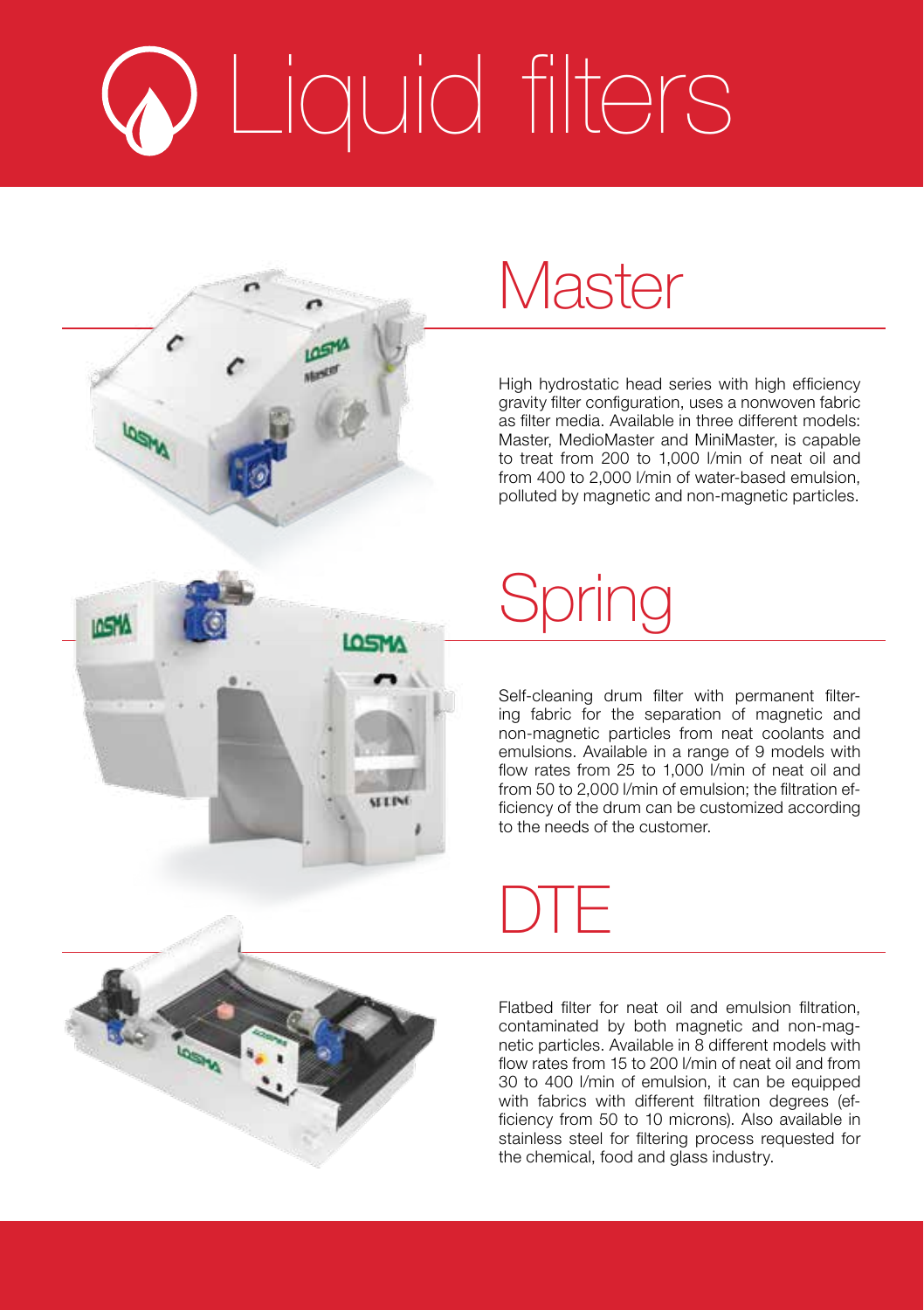# Liquid filters

## Master

High hydrostatic head series with high efficiency gravity filter configuration, uses a nonwoven fabric as filter media. Available in three different models: Master, MedioMaster and MiniMaster, is capable to treat from 200 to 1,000 l/min of neat oil and from 400 to 2,000 l/min of water-based emulsion, polluted by magnetic and non-magnetic particles.

## Spring

Self-cleaning drum filter with permanent filtering fabric for the separation of magnetic and non-magnetic particles from neat coolants and emulsions. Available in a range of 9 models with flow rates from 25 to 1,000 l/min of neat oil and from 50 to 2,000 l/min of emulsion; the filtration efficiency of the drum can be customized according to the needs of the customer.

## DTE

Flatbed filter for neat oil and emulsion filtration, contaminated by both magnetic and non-magnetic particles. Available in 8 different models with flow rates from 15 to 200 l/min of neat oil and from 30 to 400 l/min of emulsion, it can be equipped with fabrics with different filtration degrees (efficiency from 50 to 10 microns). Also available in stainless steel for filtering process requested for the chemical, food and glass industry.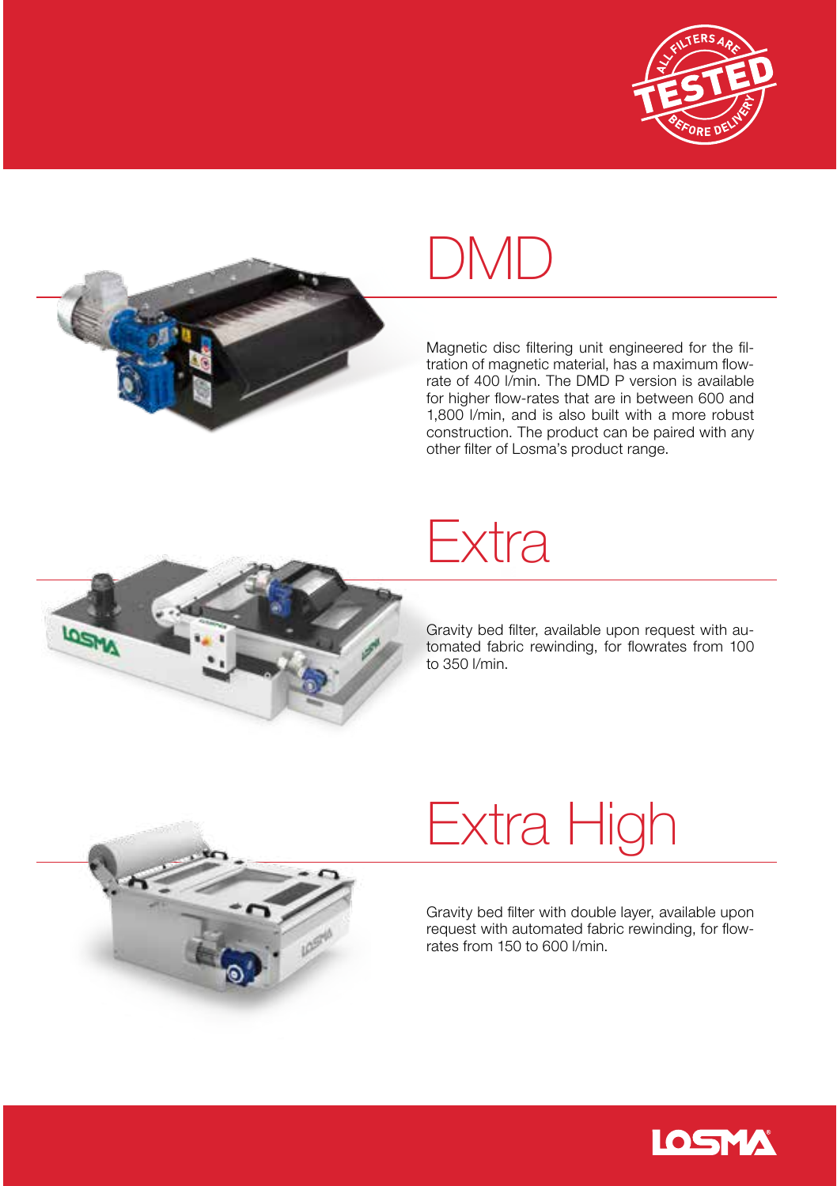# DMD

Magnetic disc filtering unit engineered for the filtration of magnetic material, has a maximum flow-rate of 400 l/min. The DMD P version is available for higher flow-rates that are in between 600 and 1,800 l/min, and is also built with a more robust construction. The product can be paired with any other filter of Losma's product range.

# Extra

Gravity bed filter, available upon request with automated fabric rewinding, for flowrates from 100 to 350 l/min.

# Extra High

Gravity bed filter with double layer, available upon request with automated fabric rewinding, for flow-rates from 150 to 600 l/min.